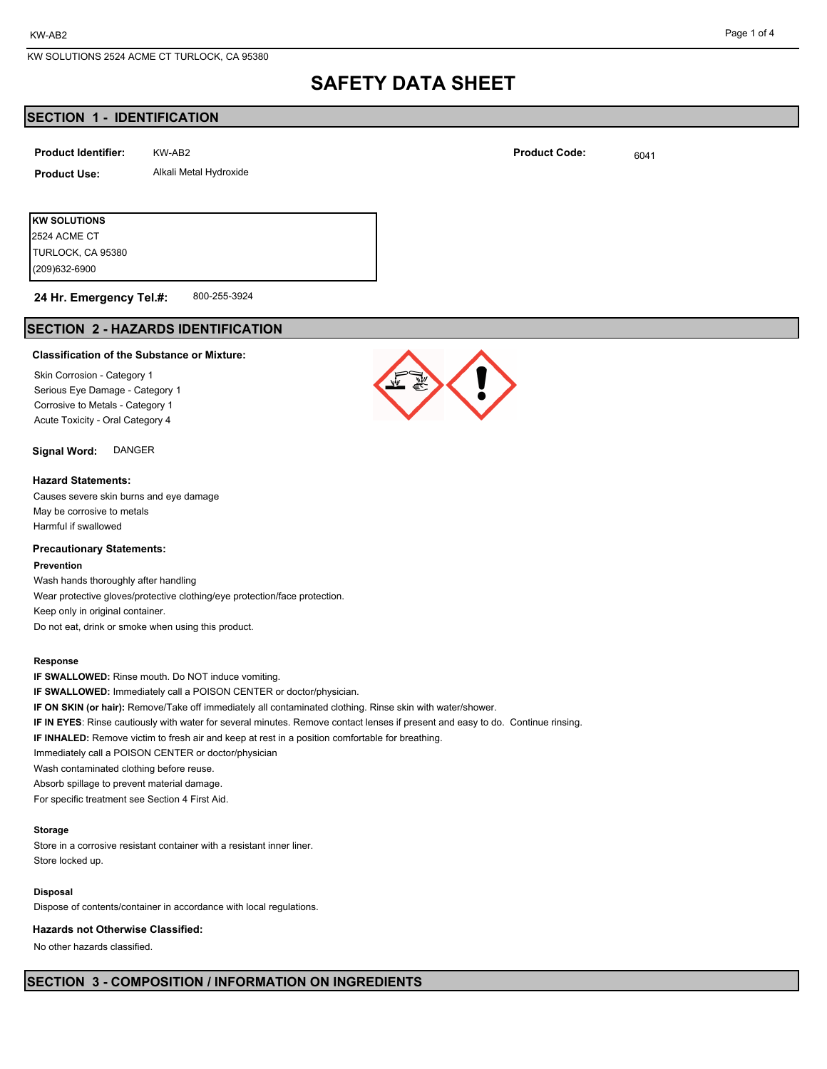# SAFETY DATA SHEET

## SECTION 1 - IDENTIFICATION

**Product Identifier:** KW-AB2

**Product Code:** 6041

**Product Use:** Alkali Metal Hydroxide

**KW SOLUTIONS**
2524 ACME CT
TURLOCK, CA 95380
(209)632-6900

**24 Hr. Emergency Tel.#:** 800-255-3924

## SECTION 2 - HAZARDS IDENTIFICATION

**Classification of the Substance or Mixture:**

Skin Corrosion - Category 1
Serious Eye Damage - Category 1
Corrosive to Metals - Category 1
Acute Toxicity - Oral Category 4

**Signal Word:** DANGER

**Hazard Statements:**

Causes severe skin burns and eye damage
May be corrosive to metals
Harmful if swallowed

**Precautionary Statements:**

**Prevention**

Wash hands thoroughly after handling
Wear protective gloves/protective clothing/eye protection/face protection.
Keep only in original container.
Do not eat, drink or smoke when using this product.

**Response**

**IF SWALLOWED:** Rinse mouth. Do NOT induce vomiting.
**IF SWALLOWED:** Immediately call a POISON CENTER or doctor/physician.
**IF ON SKIN (or hair):** Remove/Take off immediately all contaminated clothing. Rinse skin with water/shower.
**IF IN EYES**: Rinse cautiously with water for several minutes. Remove contact lenses if present and easy to do. Continue rinsing.
**IF INHALED:** Remove victim to fresh air and keep at rest in a position comfortable for breathing.
Immediately call a POISON CENTER or doctor/physician
Wash contaminated clothing before reuse.
Absorb spillage to prevent material damage.
For specific treatment see Section 4 First Aid.

**Storage**

Store in a corrosive resistant container with a resistant inner liner.
Store locked up.

**Disposal**

Dispose of contents/container in accordance with local regulations.

**Hazards not Otherwise Classified:**

No other hazards classified.

## SECTION 3 - COMPOSITION / INFORMATION ON INGREDIENTS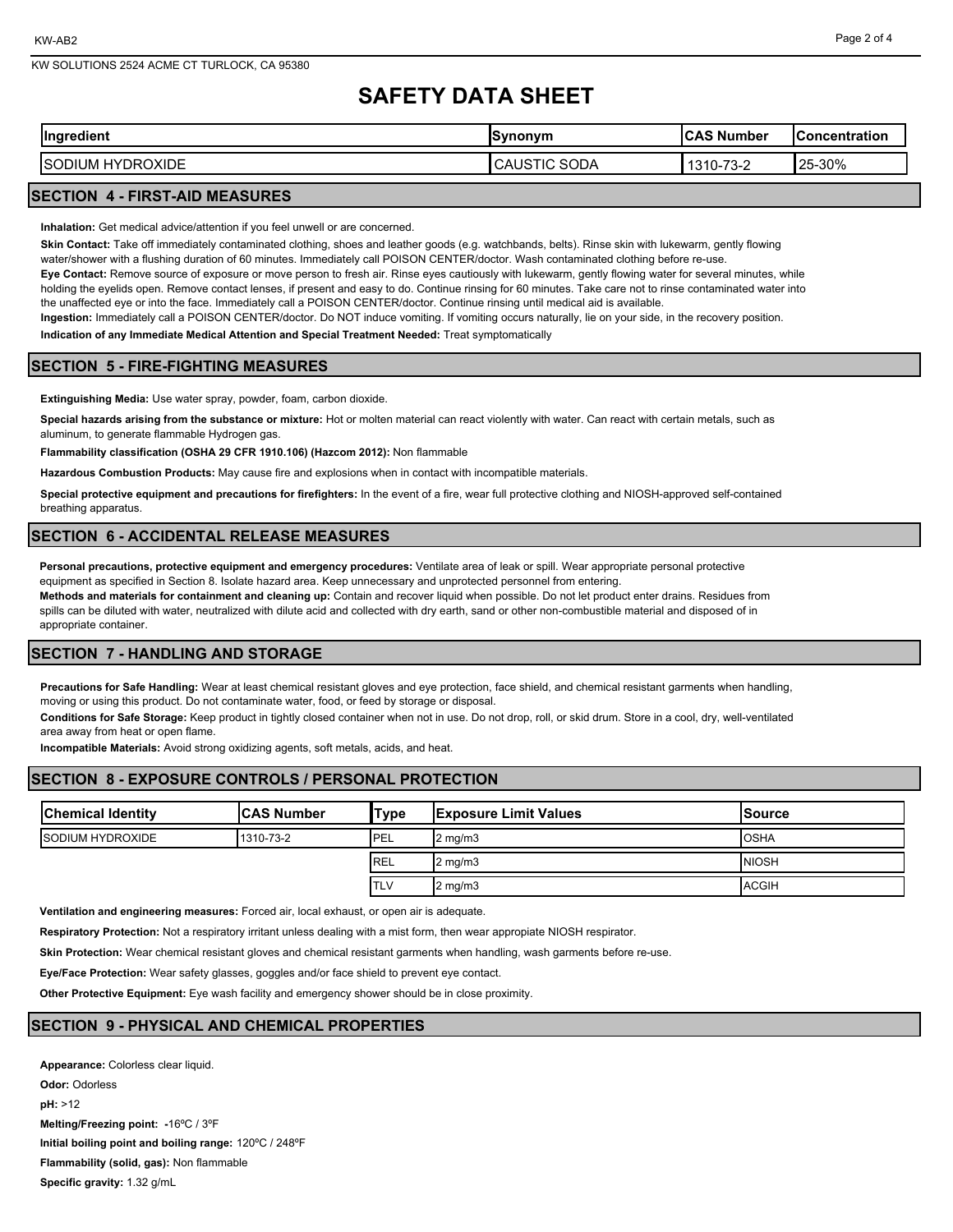# SAFETY DATA SHEET

| Ingredient | Synonym | CAS Number | Concentration |
|---|---|---|---|
| SODIUM HYDROXIDE | CAUSTIC SODA | 1310-73-2 | 25-30% |

## SECTION 4 - FIRST-AID MEASURES

**Inhalation:** Get medical advice/attention if you feel unwell or are concerned.

**Skin Contact:** Take off immediately contaminated clothing, shoes and leather goods (e.g. watchbands, belts). Rinse skin with lukewarm, gently flowing water/shower with a flushing duration of 60 minutes. Immediately call POISON CENTER/doctor. Wash contaminated clothing before re-use.

**Eye Contact:** Remove source of exposure or move person to fresh air. Rinse eyes cautiously with lukewarm, gently flowing water for several minutes, while holding the eyelids open. Remove contact lenses, if present and easy to do. Continue rinsing for 60 minutes. Take care not to rinse contaminated water into the unaffected eye or into the face. Immediately call a POISON CENTER/doctor. Continue rinsing until medical aid is available.

**Ingestion:** Immediately call a POISON CENTER/doctor. Do NOT induce vomiting. If vomiting occurs naturally, lie on your side, in the recovery position.

**Indication of any Immediate Medical Attention and Special Treatment Needed:** Treat symptomatically

## SECTION 5 - FIRE-FIGHTING MEASURES

**Extinguishing Media:** Use water spray, powder, foam, carbon dioxide.

**Special hazards arising from the substance or mixture:** Hot or molten material can react violently with water. Can react with certain metals, such as aluminum, to generate flammable Hydrogen gas.

**Flammability classification (OSHA 29 CFR 1910.106) (Hazcom 2012):** Non flammable

**Hazardous Combustion Products:** May cause fire and explosions when in contact with incompatible materials.

**Special protective equipment and precautions for firefighters:** In the event of a fire, wear full protective clothing and NIOSH-approved self-contained breathing apparatus.

## SECTION 6 - ACCIDENTAL RELEASE MEASURES

**Personal precautions, protective equipment and emergency procedures:** Ventilate area of leak or spill. Wear appropriate personal protective equipment as specified in Section 8. Isolate hazard area. Keep unnecessary and unprotected personnel from entering.

**Methods and materials for containment and cleaning up:** Contain and recover liquid when possible. Do not let product enter drains. Residues from spills can be diluted with water, neutralized with dilute acid and collected with dry earth, sand or other non-combustible material and disposed of in appropriate container.

## SECTION 7 - HANDLING AND STORAGE

**Precautions for Safe Handling:** Wear at least chemical resistant gloves and eye protection, face shield, and chemical resistant garments when handling, moving or using this product. Do not contaminate water, food, or feed by storage or disposal.

**Conditions for Safe Storage:** Keep product in tightly closed container when not in use. Do not drop, roll, or skid drum. Store in a cool, dry, well-ventilated area away from heat or open flame.

**Incompatible Materials:** Avoid strong oxidizing agents, soft metals, acids, and heat.

## SECTION 8 - EXPOSURE CONTROLS / PERSONAL PROTECTION

| Chemical Identity | CAS Number | Type | Exposure Limit Values | Source |
|---|---|---|---|---|
| SODIUM HYDROXIDE | 1310-73-2 | PEL | 2 mg/m3 | OSHA |
| | | REL | 2 mg/m3 | NIOSH |
| | | TLV | 2 mg/m3 | ACGIH |

**Ventilation and engineering measures:** Forced air, local exhaust, or open air is adequate.

**Respiratory Protection:** Not a respiratory irritant unless dealing with a mist form, then wear appropiate NIOSH respirator.

**Skin Protection:** Wear chemical resistant gloves and chemical resistant garments when handling, wash garments before re-use.

**Eye/Face Protection:** Wear safety glasses, goggles and/or face shield to prevent eye contact.

**Other Protective Equipment:** Eye wash facility and emergency shower should be in close proximity.

## SECTION 9 - PHYSICAL AND CHEMICAL PROPERTIES

**Appearance:** Colorless clear liquid.

**Odor:** Odorless

**pH:** >12

**Melting/Freezing point:** -16ºC / 3ºF

**Initial boiling point and boiling range:** 120ºC / 248ºF

**Flammability (solid, gas):** Non flammable

**Specific gravity:** 1.32 g/mL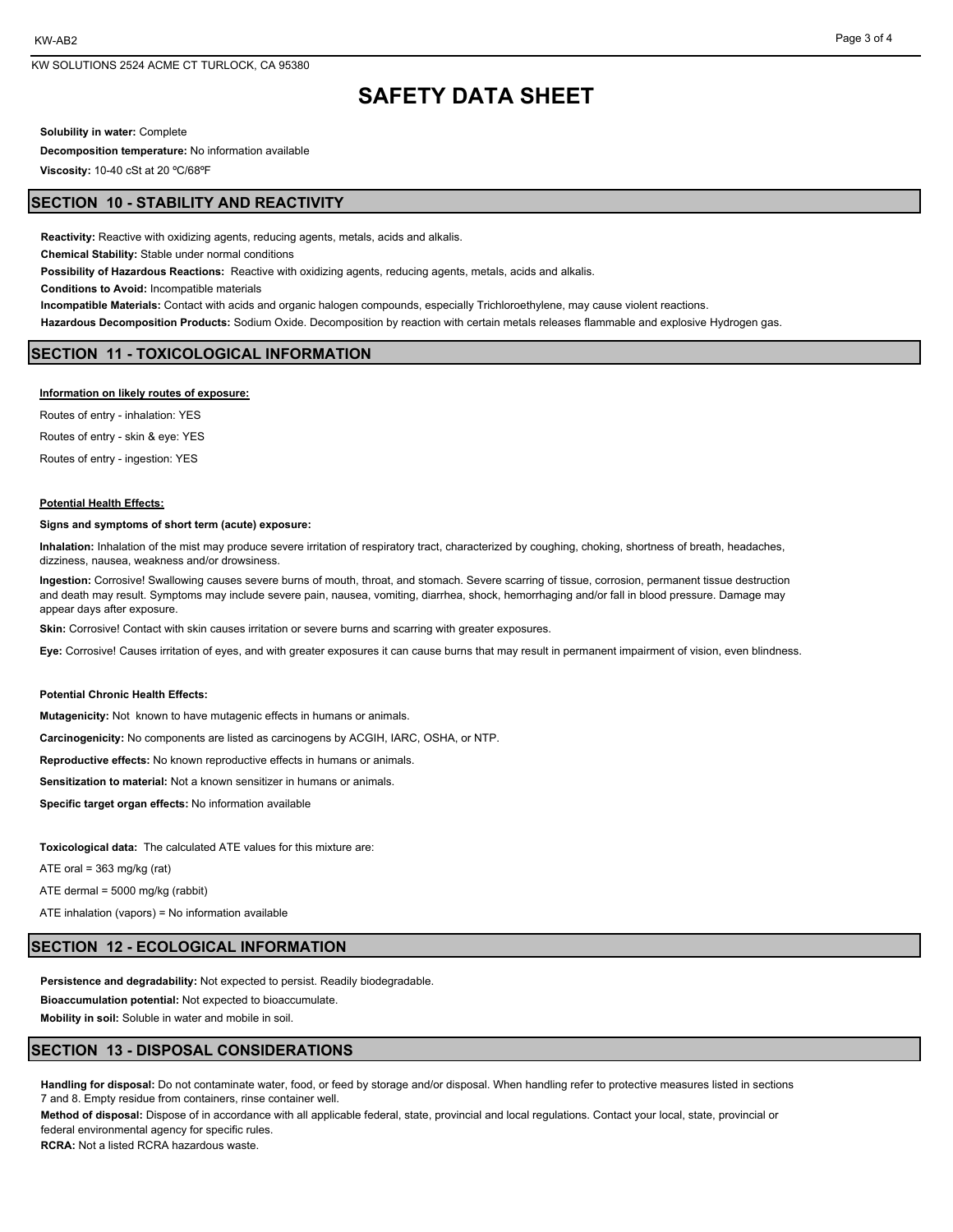# SAFETY DATA SHEET

**Solubility in water:** Complete

**Decomposition temperature:** No information available

**Viscosity:** 10-40 cSt at 20 ºC/68ºF

## SECTION 10 - STABILITY AND REACTIVITY

**Reactivity:** Reactive with oxidizing agents, reducing agents, metals, acids and alkalis.

**Chemical Stability:** Stable under normal conditions

**Possibility of Hazardous Reactions:** Reactive with oxidizing agents, reducing agents, metals, acids and alkalis.

**Conditions to Avoid:** Incompatible materials

**Incompatible Materials:** Contact with acids and organic halogen compounds, especially Trichloroethylene, may cause violent reactions.

**Hazardous Decomposition Products:** Sodium Oxide. Decomposition by reaction with certain metals releases flammable and explosive Hydrogen gas.

## SECTION 11 - TOXICOLOGICAL INFORMATION

**Information on likely routes of exposure:**

Routes of entry - inhalation: YES

Routes of entry - skin & eye: YES

Routes of entry - ingestion: YES

**Potential Health Effects:**

**Signs and symptoms of short term (acute) exposure:**

**Inhalation:** Inhalation of the mist may produce severe irritation of respiratory tract, characterized by coughing, choking, shortness of breath, headaches, dizziness, nausea, weakness and/or drowsiness.

**Ingestion:** Corrosive! Swallowing causes severe burns of mouth, throat, and stomach. Severe scarring of tissue, corrosion, permanent tissue destruction and death may result. Symptoms may include severe pain, nausea, vomiting, diarrhea, shock, hemorrhaging and/or fall in blood pressure. Damage may appear days after exposure.

**Skin:** Corrosive! Contact with skin causes irritation or severe burns and scarring with greater exposures.

**Eye:** Corrosive! Causes irritation of eyes, and with greater exposures it can cause burns that may result in permanent impairment of vision, even blindness.

**Potential Chronic Health Effects:**

**Mutagenicity:** Not known to have mutagenic effects in humans or animals.

**Carcinogenicity:** No components are listed as carcinogens by ACGIH, IARC, OSHA, or NTP.

**Reproductive effects:** No known reproductive effects in humans or animals.

**Sensitization to material:** Not a known sensitizer in humans or animals.

**Specific target organ effects:** No information available

**Toxicological data:** The calculated ATE values for this mixture are:

ATE oral = 363 mg/kg (rat)

ATE dermal = 5000 mg/kg (rabbit)

ATE inhalation (vapors) = No information available

## SECTION 12 - ECOLOGICAL INFORMATION

**Persistence and degradability:** Not expected to persist. Readily biodegradable.

**Bioaccumulation potential:** Not expected to bioaccumulate.

**Mobility in soil:** Soluble in water and mobile in soil.

## SECTION 13 - DISPOSAL CONSIDERATIONS

**Handling for disposal:** Do not contaminate water, food, or feed by storage and/or disposal. When handling refer to protective measures listed in sections 7 and 8. Empty residue from containers, rinse container well.

**Method of disposal:** Dispose of in accordance with all applicable federal, state, provincial and local regulations. Contact your local, state, provincial or federal environmental agency for specific rules.

**RCRA:** Not a listed RCRA hazardous waste.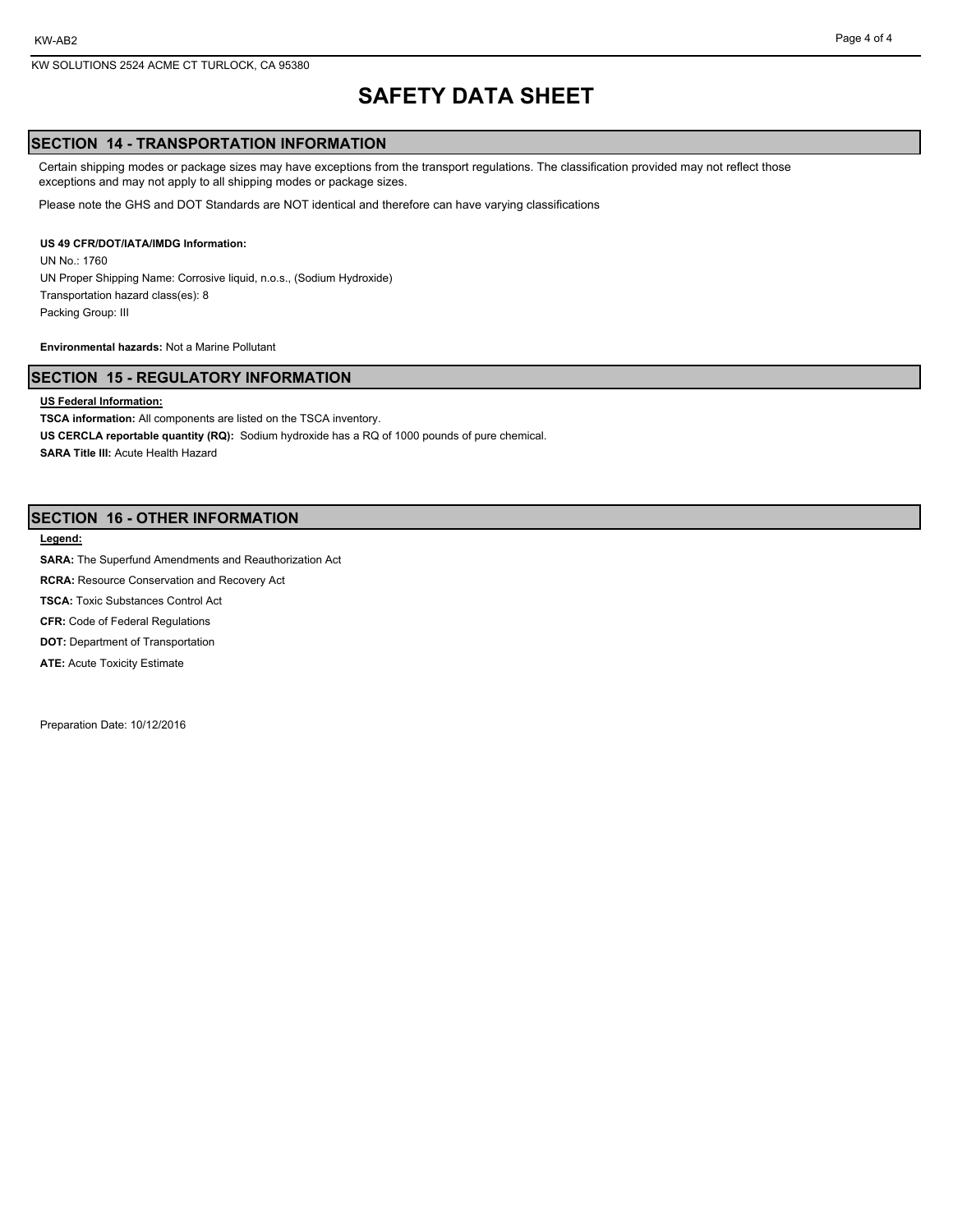# SAFETY DATA SHEET

## SECTION 14 - TRANSPORTATION INFORMATION

Certain shipping modes or package sizes may have exceptions from the transport regulations. The classification provided may not reflect those exceptions and may not apply to all shipping modes or package sizes.

Please note the GHS and DOT Standards are NOT identical and therefore can have varying classifications

**US 49 CFR/DOT/IATA/IMDG Information:**

UN No.: 1760

UN Proper Shipping Name: Corrosive liquid, n.o.s., (Sodium Hydroxide)

Transportation hazard class(es): 8

Packing Group: III

**Environmental hazards:** Not a Marine Pollutant

## SECTION 15 - REGULATORY INFORMATION

**US Federal Information:**

**TSCA information:** All components are listed on the TSCA inventory.

**US CERCLA reportable quantity (RQ):** Sodium hydroxide has a RQ of 1000 pounds of pure chemical.

**SARA Title III:** Acute Health Hazard

## SECTION 16 - OTHER INFORMATION

**Legend:**

**SARA:** The Superfund Amendments and Reauthorization Act

**RCRA:** Resource Conservation and Recovery Act

**TSCA:** Toxic Substances Control Act

**CFR:** Code of Federal Regulations

**DOT:** Department of Transportation

**ATE:** Acute Toxicity Estimate

Preparation Date: 10/12/2016